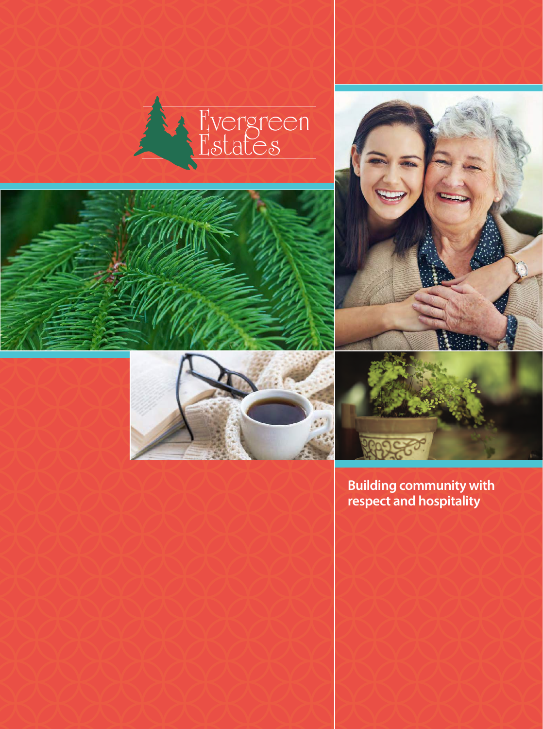# Evergreen Estates

**Building community with respect and hospitality**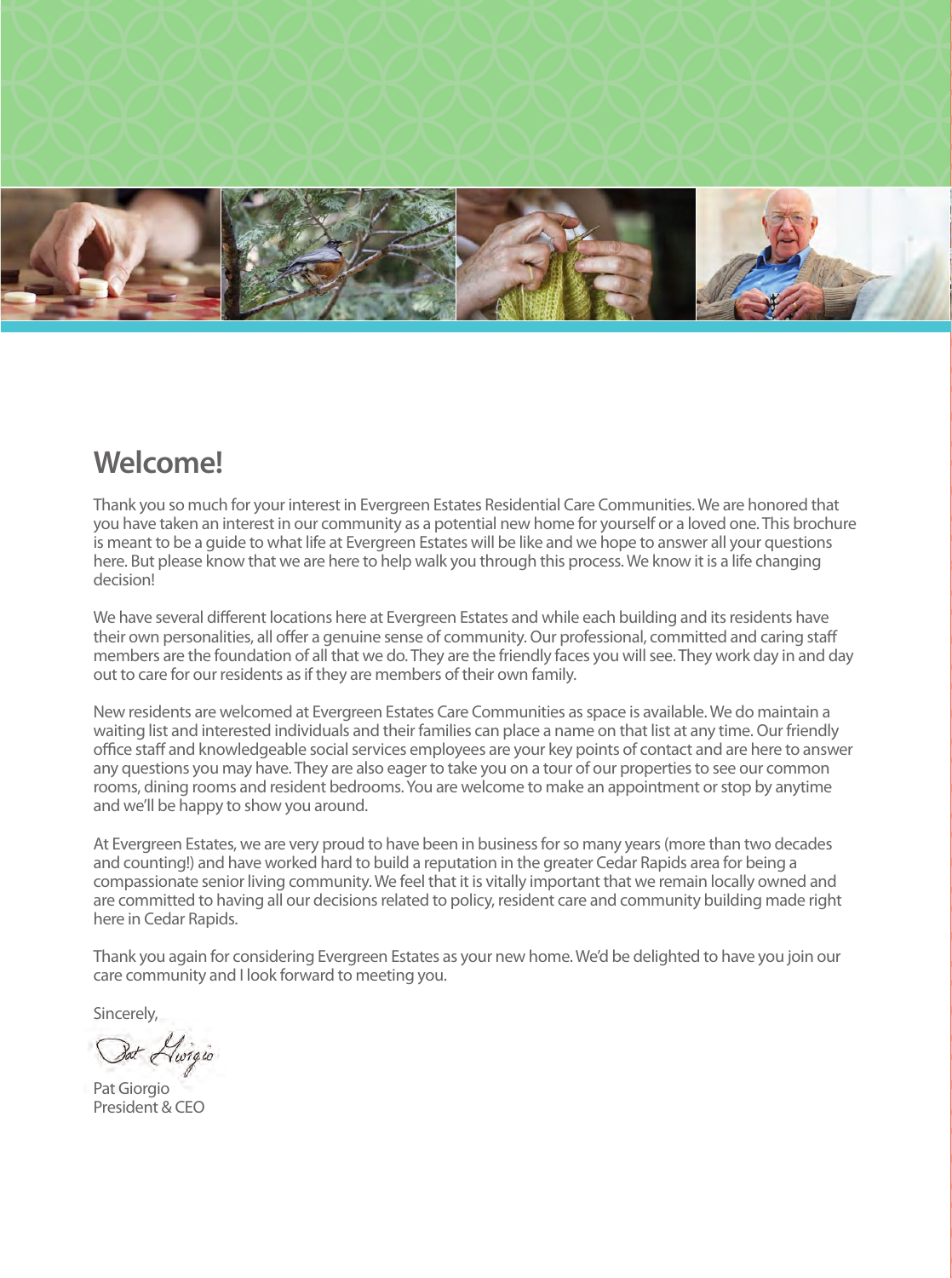## Welcome!

Thank you so much for your interest in Evergreen Estates Residential Care Communities. We are honored that you have taken an interest in our community as a potential new home for yourself or a loved one. This brochure is meant to be a guide to what life at Evergreen Estates will be like and we hope to answer all your questions here. But please know that we are here to help walk you through this process. We know it is a life changing decision!

We have several different locations here at Evergreen Estates and while each building and its residents have their own personalities, all offer a genuine sense of community. Our professional, committed and caring staff members are the foundation of all that we do. They are the friendly faces you will see. They work day in and day out to care for our residents as if they are members of their own family.

New residents are welcomed at Evergreen Estates Care Communities as space is available. We do maintain a waiting list and interested individuals and their families can place a name on that list at any time. Our friendly office staff and knowledgeable social services employees are your key points of contact and are here to answer any questions you may have. They are also eager to take you on a tour of our properties to see our common rooms, dining rooms and resident bedrooms. You are welcome to make an appointment or stop by anytime and we'll be happy to show you around.

At Evergreen Estates, we are very proud to have been in business for so many years (more than two decades and counting!) and have worked hard to build a reputation in the greater Cedar Rapids area for being a compassionate senior living community. We feel that it is vitally important that we remain locally owned and are committed to having all our decisions related to policy, resident care and community building made right here in Cedar Rapids.

Thank you again for considering Evergreen Estates as your new home. We'd be delighted to have you join our care community and I look forward to meeting you.

Sincerely,

Pat Giorgio

Pat Giorgio
President & CEO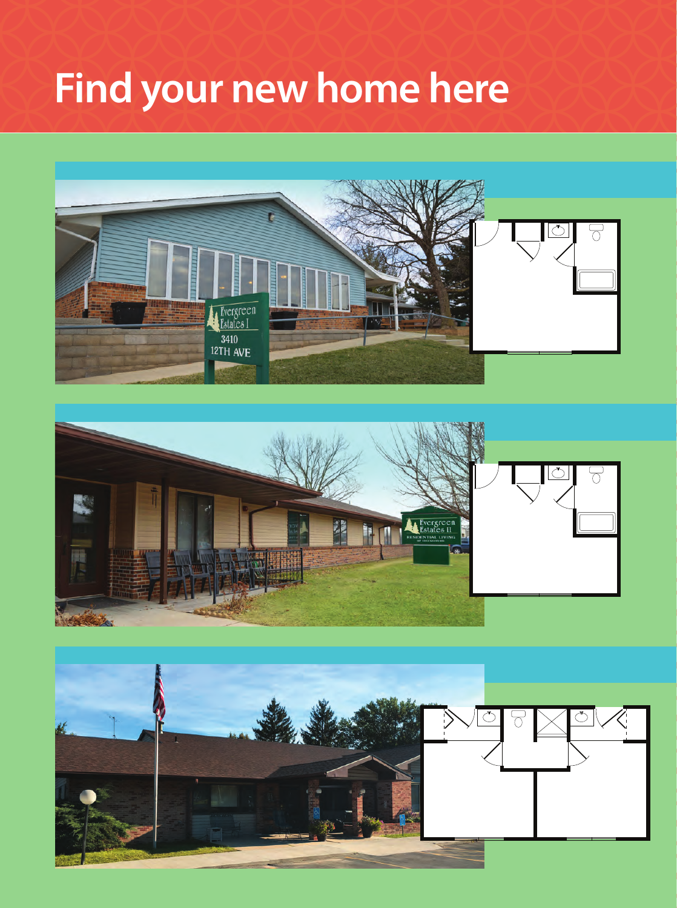# Find your new home here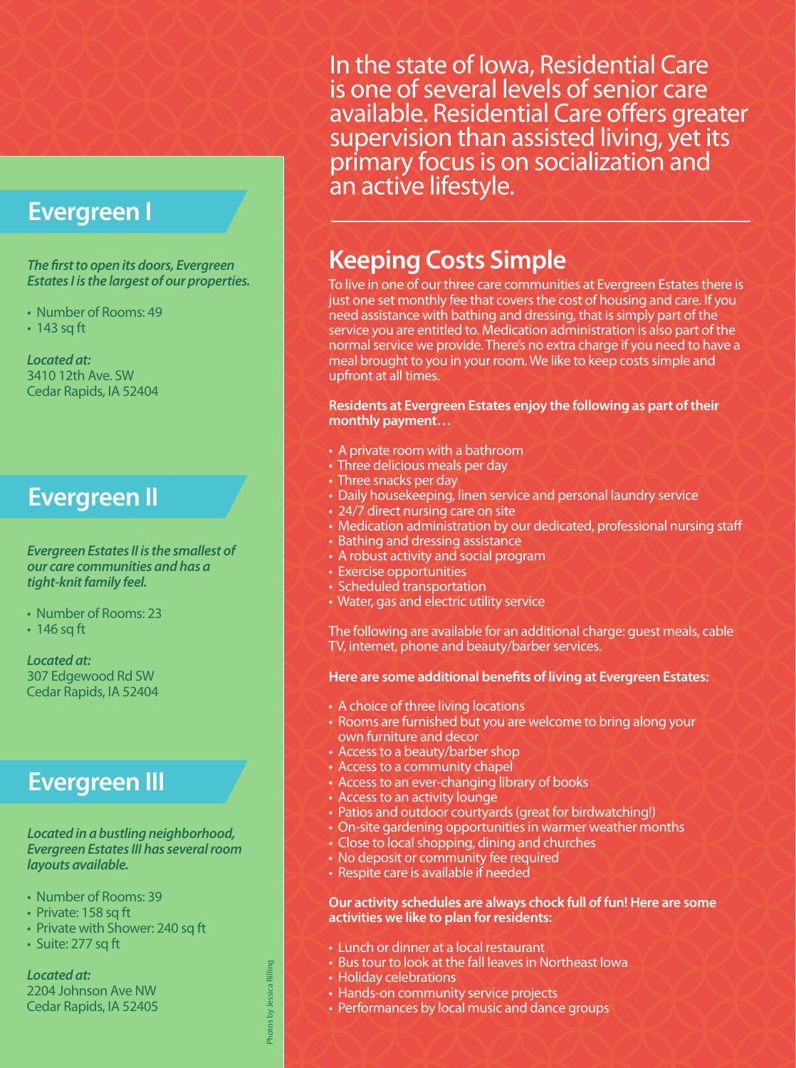## Evergreen I

***The first to open its doors, Evergreen Estates I is the largest of our properties.***

- Number of Rooms: 49
- 143 sq ft

***Located at:***
3410 12th Ave. SW
Cedar Rapids, IA 52404

## Evergreen II

***Evergreen Estates II is the smallest of our care communities and has a tight-knit family feel.***

- Number of Rooms: 23
- 146 sq ft

***Located at:***
307 Edgewood Rd SW
Cedar Rapids, IA 52404

## Evergreen III

***Located in a bustling neighborhood, Evergreen Estates III has several room layouts available.***

- Number of Rooms: 39
- Private: 158 sq ft
- Private with Shower: 240 sq ft
- Suite: 277 sq ft

***Located at:***
2204 Johnson Ave NW
Cedar Rapids, IA 52405

Photos by Jessica Rilling

In the state of Iowa, Residential Care is one of several levels of senior care available. Residential Care offers greater supervision than assisted living, yet its primary focus is on socialization and an active lifestyle.

## Keeping Costs Simple

To live in one of our three care communities at Evergreen Estates there is just one set monthly fee that covers the cost of housing and care. If you need assistance with bathing and dressing, that is simply part of the service you are entitled to. Medication administration is also part of the normal service we provide. There's no extra charge if you need to have a meal brought to you in your room. We like to keep costs simple and upfront at all times.

**Residents at Evergreen Estates enjoy the following as part of their monthly payment…**

- A private room with a bathroom
- Three delicious meals per day
- Three snacks per day
- Daily housekeeping, linen service and personal laundry service
- 24/7 direct nursing care on site
- Medication administration by our dedicated, professional nursing staff
- Bathing and dressing assistance
- A robust activity and social program
- Exercise opportunities
- Scheduled transportation
- Water, gas and electric utility service

The following are available for an additional charge: guest meals, cable TV, internet, phone and beauty/barber services.

**Here are some additional benefits of living at Evergreen Estates:**

- A choice of three living locations
- Rooms are furnished but you are welcome to bring along your own furniture and decor
- Access to a beauty/barber shop
- Access to a community chapel
- Access to an ever-changing library of books
- Access to an activity lounge
- Patios and outdoor courtyards (great for birdwatching!)
- On-site gardening opportunities in warmer weather months
- Close to local shopping, dining and churches
- No deposit or community fee required
- Respite care is available if needed

**Our activity schedules are always chock full of fun! Here are some activities we like to plan for residents:**

- Lunch or dinner at a local restaurant
- Bus tour to look at the fall leaves in Northeast Iowa
- Holiday celebrations
- Hands-on community service projects
- Performances by local music and dance groups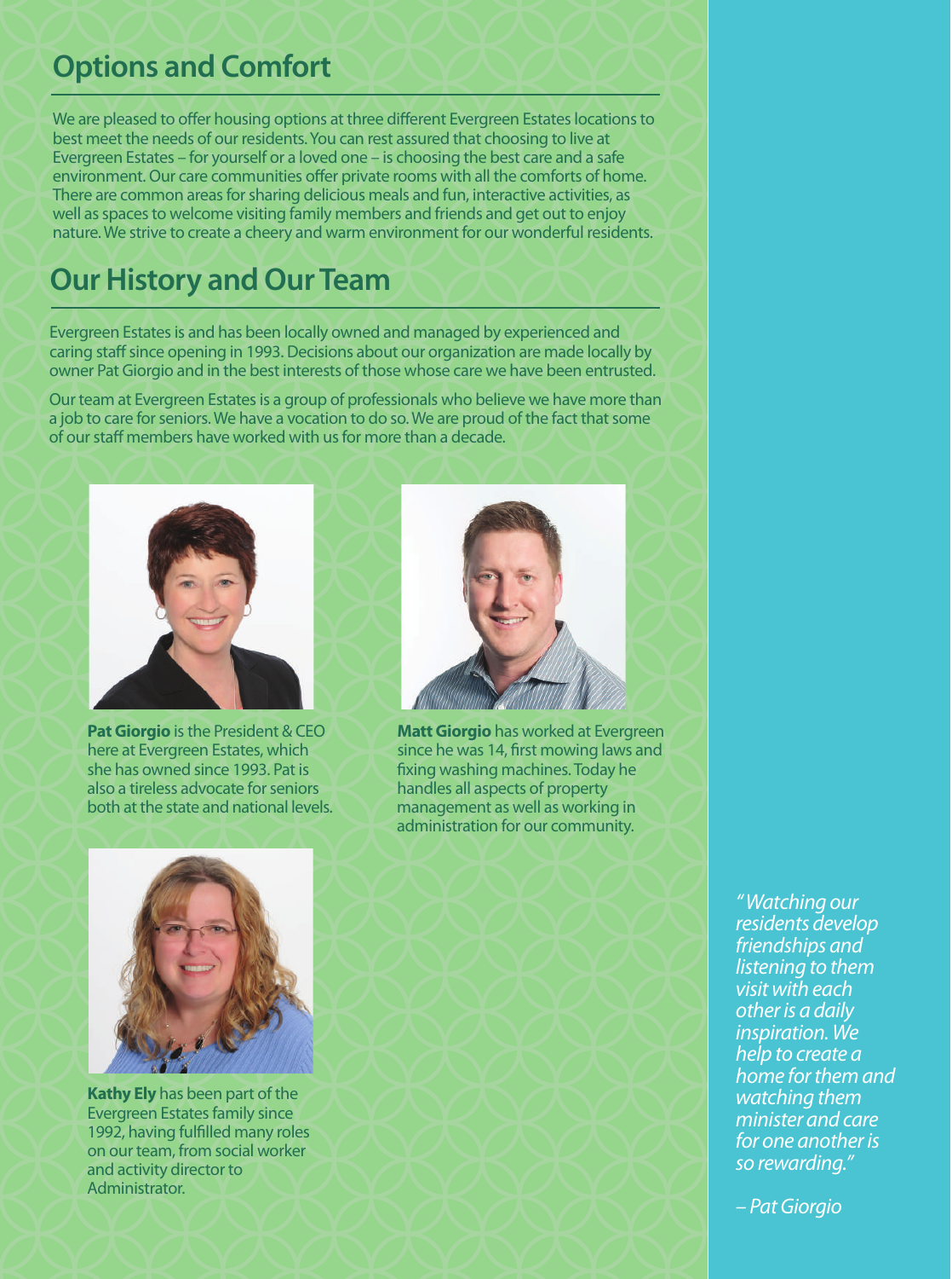## Options and Comfort

We are pleased to offer housing options at three different Evergreen Estates locations to best meet the needs of our residents. You can rest assured that choosing to live at Evergreen Estates – for yourself or a loved one – is choosing the best care and a safe environment. Our care communities offer private rooms with all the comforts of home. There are common areas for sharing delicious meals and fun, interactive activities, as well as spaces to welcome visiting family members and friends and get out to enjoy nature. We strive to create a cheery and warm environment for our wonderful residents.

## Our History and Our Team

Evergreen Estates is and has been locally owned and managed by experienced and caring staff since opening in 1993. Decisions about our organization are made locally by owner Pat Giorgio and in the best interests of those whose care we have been entrusted.

Our team at Evergreen Estates is a group of professionals who believe we have more than a job to care for seniors. We have a vocation to do so. We are proud of the fact that some of our staff members have worked with us for more than a decade.

**Pat Giorgio** is the President & CEO here at Evergreen Estates, which she has owned since 1993. Pat is also a tireless advocate for seniors both at the state and national levels.

**Matt Giorgio** has worked at Evergreen since he was 14, first mowing laws and fixing washing machines. Today he handles all aspects of property management as well as working in administration for our community.

**Kathy Ely** has been part of the Evergreen Estates family since 1992, having fulfilled many roles on our team, from social worker and activity director to Administrator.

*"Watching our residents develop friendships and listening to them visit with each other is a daily inspiration. We help to create a home for them and watching them minister and care for one another is so rewarding."*

*– Pat Giorgio*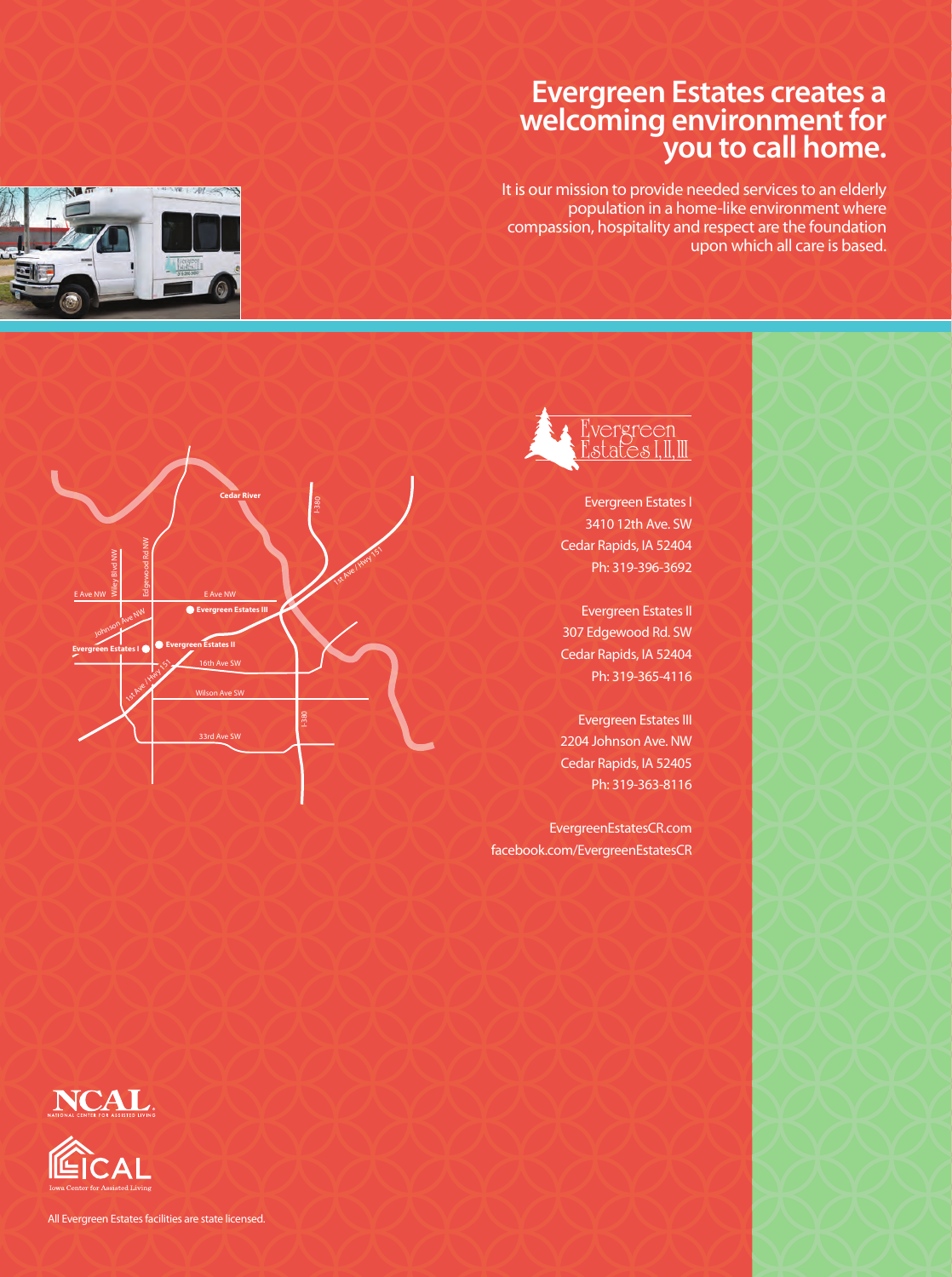# Evergreen Estates creates a welcoming environment for you to call home.

It is our mission to provide needed services to an elderly population in a home-like environment where compassion, hospitality and respect are the foundation upon which all care is based.

Cedar River
I-380
1st Ave / Hwy 151
E Ave NW
Wiley Blvd NW
Edgewood Rd NW
E Ave NW
Evergreen Estates III
Johnson Ave NW
Evergreen Estates I
Evergreen Estates II
16th Ave SW
1st Ave / Hwy 151
Wilson Ave SW
I-380
33rd Ave SW

Evergreen Estates I, II, III

Evergreen Estates I
3410 12th Ave. SW
Cedar Rapids, IA 52404
Ph: 319-396-3692

Evergreen Estates II
307 Edgewood Rd. SW
Cedar Rapids, IA 52404
Ph: 319-365-4116

Evergreen Estates III
2204 Johnson Ave. NW
Cedar Rapids, IA 52405
Ph: 319-363-8116

EvergreenEstatesCR.com
facebook.com/EvergreenEstatesCR

NCAL National Center for Assisted Living

ICAL Iowa Center for Assisted Living

All Evergreen Estates facilities are state licensed.